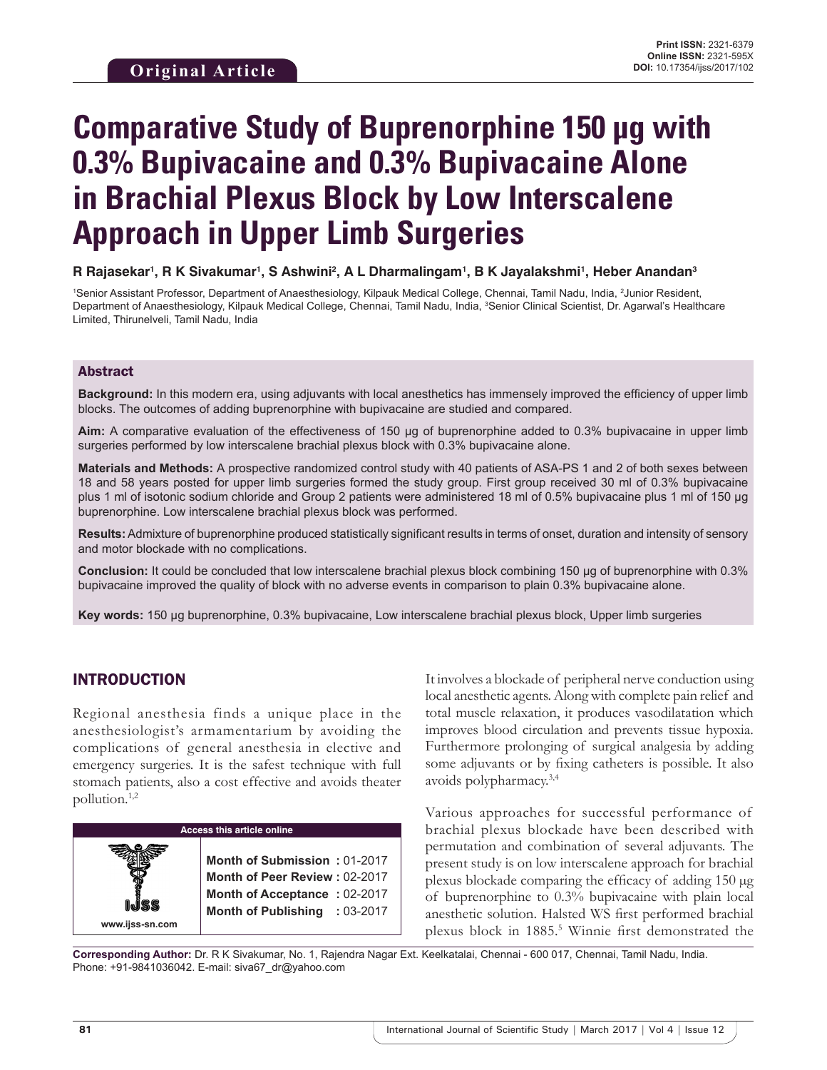Original Article

Print ISSN: 2321-6379
Online ISSN: 2321-595X
DOI: 10.17354/ijss/2017/102

# Comparative Study of Buprenorphine 150 µg with 0.3% Bupivacaine and 0.3% Bupivacaine Alone in Brachial Plexus Block by Low Interscalene Approach in Upper Limb Surgeries

**R Rajasekar[1], R K Sivakumar[1], S Ashwini[2], A L Dharmalingam[1], B K Jayalakshmi[1], Heber Anandan[3]**

[1]Senior Assistant Professor, Department of Anaesthesiology, Kilpauk Medical College, Chennai, Tamil Nadu, India, [2]Junior Resident, Department of Anaesthesiology, Kilpauk Medical College, Chennai, Tamil Nadu, India, [3]Senior Clinical Scientist, Dr. Agarwal's Healthcare Limited, Thirunelveli, Tamil Nadu, India

## Abstract

**Background:** In this modern era, using adjuvants with local anesthetics has immensely improved the efficiency of upper limb blocks. The outcomes of adding buprenorphine with bupivacaine are studied and compared.

**Aim:** A comparative evaluation of the effectiveness of 150 µg of buprenorphine added to 0.3% bupivacaine in upper limb surgeries performed by low interscalene brachial plexus block with 0.3% bupivacaine alone.

**Materials and Methods:** A prospective randomized control study with 40 patients of ASA-PS 1 and 2 of both sexes between 18 and 58 years posted for upper limb surgeries formed the study group. First group received 30 ml of 0.3% bupivacaine plus 1 ml of isotonic sodium chloride and Group 2 patients were administered 18 ml of 0.5% bupivacaine plus 1 ml of 150 µg buprenorphine. Low interscalene brachial plexus block was performed.

**Results:** Admixture of buprenorphine produced statistically significant results in terms of onset, duration and intensity of sensory and motor blockade with no complications.

**Conclusion:** It could be concluded that low interscalene brachial plexus block combining 150 µg of buprenorphine with 0.3% bupivacaine improved the quality of block with no adverse events in comparison to plain 0.3% bupivacaine alone.

**Key words:** 150 µg buprenorphine, 0.3% bupivacaine, Low interscalene brachial plexus block, Upper limb surgeries

## INTRODUCTION

Regional anesthesia finds a unique place in the anesthesiologist's armamentarium by avoiding the complications of general anesthesia in elective and emergency surgeries. It is the safest technique with full stomach patients, also a cost effective and avoids theater pollution.[1,2]

| Access this article online | |
|---|---|
| www.ijss-sn.com | **Month of Submission :** 01-2017 |
| | **Month of Peer Review :** 02-2017 |
| | **Month of Acceptance :** 02-2017 |
| | **Month of Publishing :** 03-2017 |

It involves a blockade of peripheral nerve conduction using local anesthetic agents. Along with complete pain relief and total muscle relaxation, it produces vasodilatation which improves blood circulation and prevents tissue hypoxia. Furthermore prolonging of surgical analgesia by adding some adjuvants or by fixing catheters is possible. It also avoids polypharmacy.[3,4]

Various approaches for successful performance of brachial plexus blockade have been described with permutation and combination of several adjuvants. The present study is on low interscalene approach for brachial plexus blockade comparing the efficacy of adding 150 µg of buprenorphine to 0.3% bupivacaine with plain local anesthetic solution. Halsted WS first performed brachial plexus block in 1885.[5] Winnie first demonstrated the

**Corresponding Author:** Dr. R K Sivakumar, No. 1, Rajendra Nagar Ext. Keelkatalai, Chennai - 600 017, Chennai, Tamil Nadu, India. Phone: +91-9841036042. E-mail: siva67_dr@yahoo.com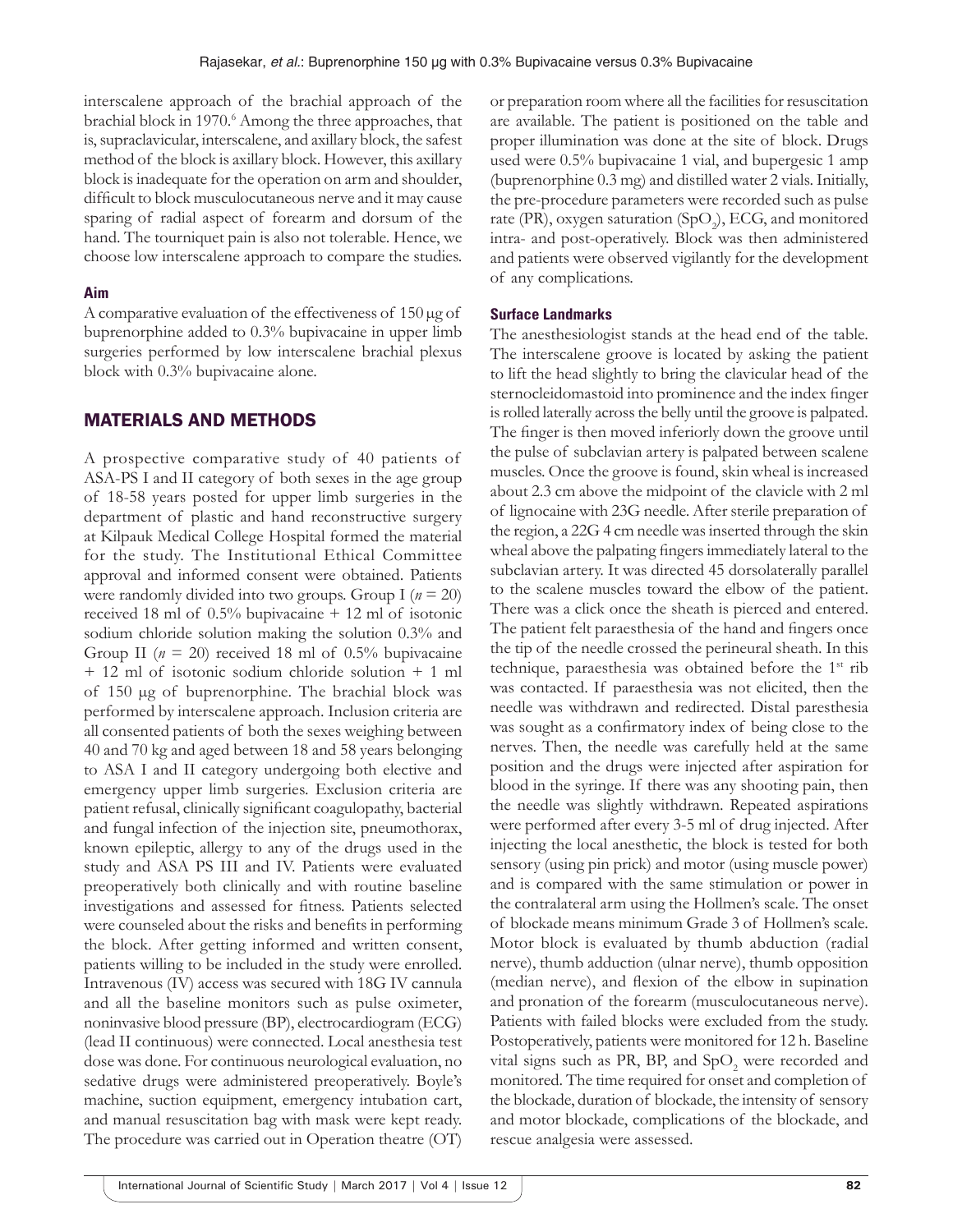interscalene approach of the brachial approach of the brachial block in 1970.[6] Among the three approaches, that is, supraclavicular, interscalene, and axillary block, the safest method of the block is axillary block. However, this axillary block is inadequate for the operation on arm and shoulder, difficult to block musculocutaneous nerve and it may cause sparing of radial aspect of forearm and dorsum of the hand. The tourniquet pain is also not tolerable. Hence, we choose low interscalene approach to compare the studies.

### Aim

A comparative evaluation of the effectiveness of 150 μg of buprenorphine added to 0.3% bupivacaine in upper limb surgeries performed by low interscalene brachial plexus block with 0.3% bupivacaine alone.

## MATERIALS AND METHODS

A prospective comparative study of 40 patients of ASA-PS I and II category of both sexes in the age group of 18-58 years posted for upper limb surgeries in the department of plastic and hand reconstructive surgery at Kilpauk Medical College Hospital formed the material for the study. The Institutional Ethical Committee approval and informed consent were obtained. Patients were randomly divided into two groups. Group I (*n* = 20) received 18 ml of 0.5% bupivacaine + 12 ml of isotonic sodium chloride solution making the solution 0.3% and Group II (*n* = 20) received 18 ml of 0.5% bupivacaine + 12 ml of isotonic sodium chloride solution + 1 ml of 150 μg of buprenorphine. The brachial block was performed by interscalene approach. Inclusion criteria are all consented patients of both the sexes weighing between 40 and 70 kg and aged between 18 and 58 years belonging to ASA I and II category undergoing both elective and emergency upper limb surgeries. Exclusion criteria are patient refusal, clinically significant coagulopathy, bacterial and fungal infection of the injection site, pneumothorax, known epileptic, allergy to any of the drugs used in the study and ASA PS III and IV. Patients were evaluated preoperatively both clinically and with routine baseline investigations and assessed for fitness. Patients selected were counseled about the risks and benefits in performing the block. After getting informed and written consent, patients willing to be included in the study were enrolled. Intravenous (IV) access was secured with 18G IV cannula and all the baseline monitors such as pulse oximeter, noninvasive blood pressure (BP), electrocardiogram (ECG) (lead II continuous) were connected. Local anesthesia test dose was done. For continuous neurological evaluation, no sedative drugs were administered preoperatively. Boyle's machine, suction equipment, emergency intubation cart, and manual resuscitation bag with mask were kept ready. The procedure was carried out in Operation theatre (OT) or preparation room where all the facilities for resuscitation are available. The patient is positioned on the table and proper illumination was done at the site of block. Drugs used were 0.5% bupivacaine 1 vial, and bupergesic 1 amp (buprenorphine 0.3 mg) and distilled water 2 vials. Initially, the pre-procedure parameters were recorded such as pulse rate (PR), oxygen saturation ($SpO_2$), ECG, and monitored intra- and post-operatively. Block was then administered and patients were observed vigilantly for the development of any complications.

### Surface Landmarks

The anesthesiologist stands at the head end of the table. The interscalene groove is located by asking the patient to lift the head slightly to bring the clavicular head of the sternocleidomastoid into prominence and the index finger is rolled laterally across the belly until the groove is palpated. The finger is then moved inferiorly down the groove until the pulse of subclavian artery is palpated between scalene muscles. Once the groove is found, skin wheal is increased about 2.3 cm above the midpoint of the clavicle with 2 ml of lignocaine with 23G needle. After sterile preparation of the region, a 22G 4 cm needle was inserted through the skin wheal above the palpating fingers immediately lateral to the subclavian artery. It was directed 45 dorsolaterally parallel to the scalene muscles toward the elbow of the patient. There was a click once the sheath is pierced and entered. The patient felt paraesthesia of the hand and fingers once the tip of the needle crossed the perineural sheath. In this technique, paraesthesia was obtained before the 1st rib was contacted. If paraesthesia was not elicited, then the needle was withdrawn and redirected. Distal paresthesia was sought as a confirmatory index of being close to the nerves. Then, the needle was carefully held at the same position and the drugs were injected after aspiration for blood in the syringe. If there was any shooting pain, then the needle was slightly withdrawn. Repeated aspirations were performed after every 3-5 ml of drug injected. After injecting the local anesthetic, the block is tested for both sensory (using pin prick) and motor (using muscle power) and is compared with the same stimulation or power in the contralateral arm using the Hollmen's scale. The onset of blockade means minimum Grade 3 of Hollmen's scale. Motor block is evaluated by thumb abduction (radial nerve), thumb adduction (ulnar nerve), thumb opposition (median nerve), and flexion of the elbow in supination and pronation of the forearm (musculocutaneous nerve). Patients with failed blocks were excluded from the study. Postoperatively, patients were monitored for 12 h. Baseline vital signs such as PR, BP, and $SpO_2$ were recorded and monitored. The time required for onset and completion of the blockade, duration of blockade, the intensity of sensory and motor blockade, complications of the blockade, and rescue analgesia were assessed.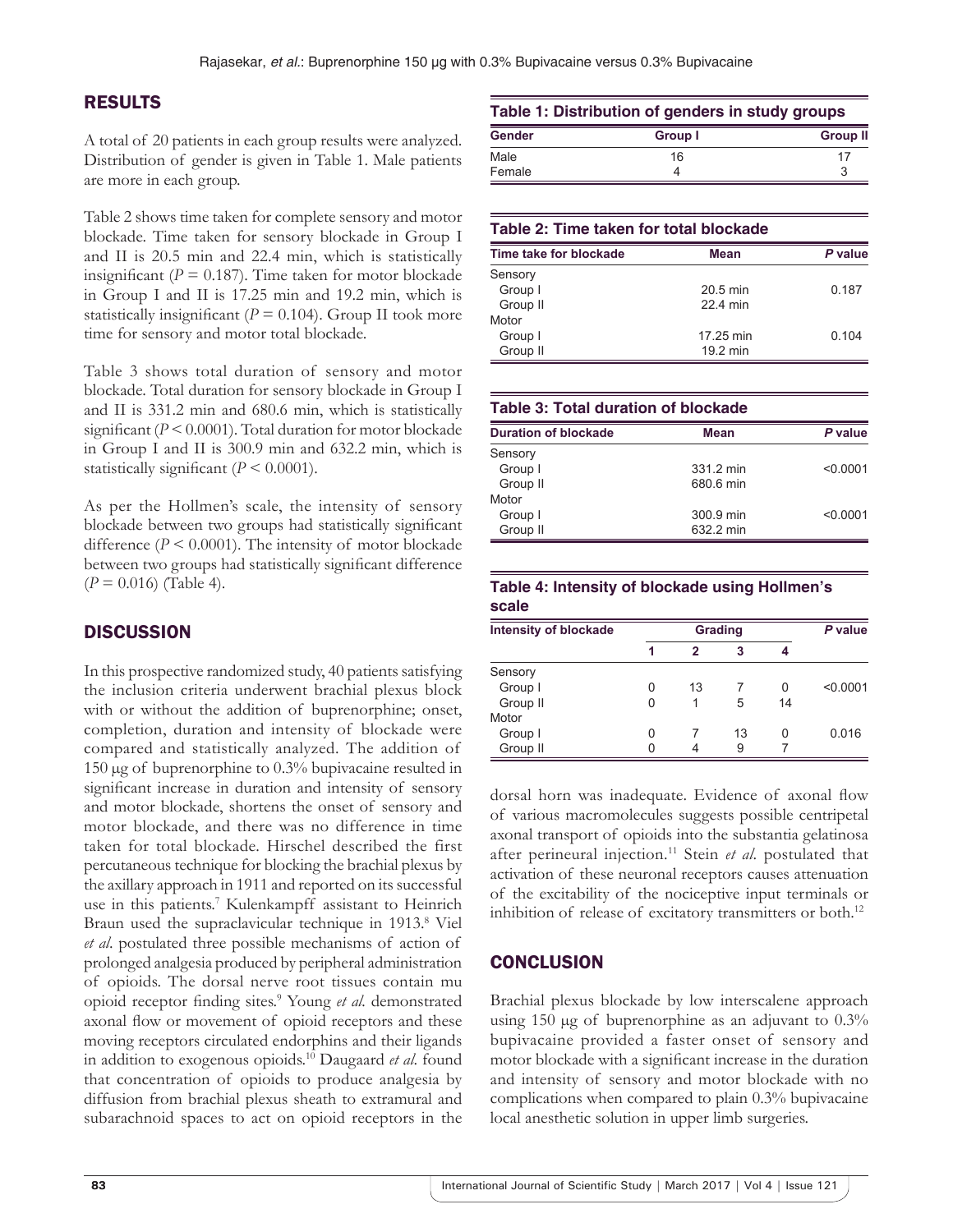## RESULTS

A total of 20 patients in each group results were analyzed. Distribution of gender is given in Table 1. Male patients are more in each group.

Table 2 shows time taken for complete sensory and motor blockade. Time taken for sensory blockade in Group I and II is 20.5 min and 22.4 min, which is statistically insignificant ($P = 0.187$). Time taken for motor blockade in Group I and II is 17.25 min and 19.2 min, which is statistically insignificant ($P = 0.104$). Group II took more time for sensory and motor total blockade.

Table 3 shows total duration of sensory and motor blockade. Total duration for sensory blockade in Group I and II is 331.2 min and 680.6 min, which is statistically significant ($P < 0.0001$). Total duration for motor blockade in Group I and II is 300.9 min and 632.2 min, which is statistically significant ($P < 0.0001$).

As per the Hollmen's scale, the intensity of sensory blockade between two groups had statistically significant difference ($P < 0.0001$). The intensity of motor blockade between two groups had statistically significant difference ($P = 0.016$) (Table 4).

**Table 1: Distribution of genders in study groups**

| Gender | Group I | Group II |
|---|---|---|
| Male | 16 | 17 |
| Female | 4 | 3 |

**Table 2: Time taken for total blockade**

| Time take for blockade | Mean | *P* value |
|---|---|---|
| Sensory | | |
| Group I | 20.5 min | 0.187 |
| Group II | 22.4 min | |
| Motor | | |
| Group I | 17.25 min | 0.104 |
| Group II | 19.2 min | |

**Table 3: Total duration of blockade**

| Duration of blockade | Mean | *P* value |
|---|---|---|
| Sensory | | |
| Group I | 331.2 min | <0.0001 |
| Group II | 680.6 min | |
| Motor | | |
| Group I | 300.9 min | <0.0001 |
| Group II | 632.2 min | |

**Table 4: Intensity of blockade using Hollmen's scale**

| Intensity of blockade | Grading | | | | *P* value |
|---|---|---|---|---|---|
| | 1 | 2 | 3 | 4 | |
| Sensory | | | | | |
| Group I | 0 | 13 | 7 | 0 | <0.0001 |
| Group II | 0 | 1 | 5 | 14 | |
| Motor | | | | | |
| Group I | 0 | 7 | 13 | 0 | 0.016 |
| Group II | 0 | 4 | 9 | 7 | |

## DISCUSSION

In this prospective randomized study, 40 patients satisfying the inclusion criteria underwent brachial plexus block with or without the addition of buprenorphine; onset, completion, duration and intensity of blockade were compared and statistically analyzed. The addition of 150 µg of buprenorphine to 0.3% bupivacaine resulted in significant increase in duration and intensity of sensory and motor blockade, shortens the onset of sensory and motor blockade, and there was no difference in time taken for total blockade. Hirschel described the first percutaneous technique for blocking the brachial plexus by the axillary approach in 1911 and reported on its successful use in this patients.[7] Kulenkampff assistant to Heinrich Braun used the supraclavicular technique in 1913.[8] Viel *et al*. postulated three possible mechanisms of action of prolonged analgesia produced by peripheral administration of opioids. The dorsal nerve root tissues contain mu opioid receptor finding sites.[9] Young *et al*. demonstrated axonal flow or movement of opioid receptors and these moving receptors circulated endorphins and their ligands in addition to exogenous opioids.[10] Daugaard *et al*. found that concentration of opioids to produce analgesia by diffusion from brachial plexus sheath to extramural and subarachnoid spaces to act on opioid receptors in the dorsal horn was inadequate. Evidence of axonal flow of various macromolecules suggests possible centripetal axonal transport of opioids into the substantia gelatinosa after perineural injection.[11] Stein *et al*. postulated that activation of these neuronal receptors causes attenuation of the excitability of the nociceptive input terminals or inhibition of release of excitatory transmitters or both.[12]

## CONCLUSION

Brachial plexus blockade by low interscalene approach using 150 µg of buprenorphine as an adjuvant to 0.3% bupivacaine provided a faster onset of sensory and motor blockade with a significant increase in the duration and intensity of sensory and motor blockade with no complications when compared to plain 0.3% bupivacaine local anesthetic solution in upper limb surgeries.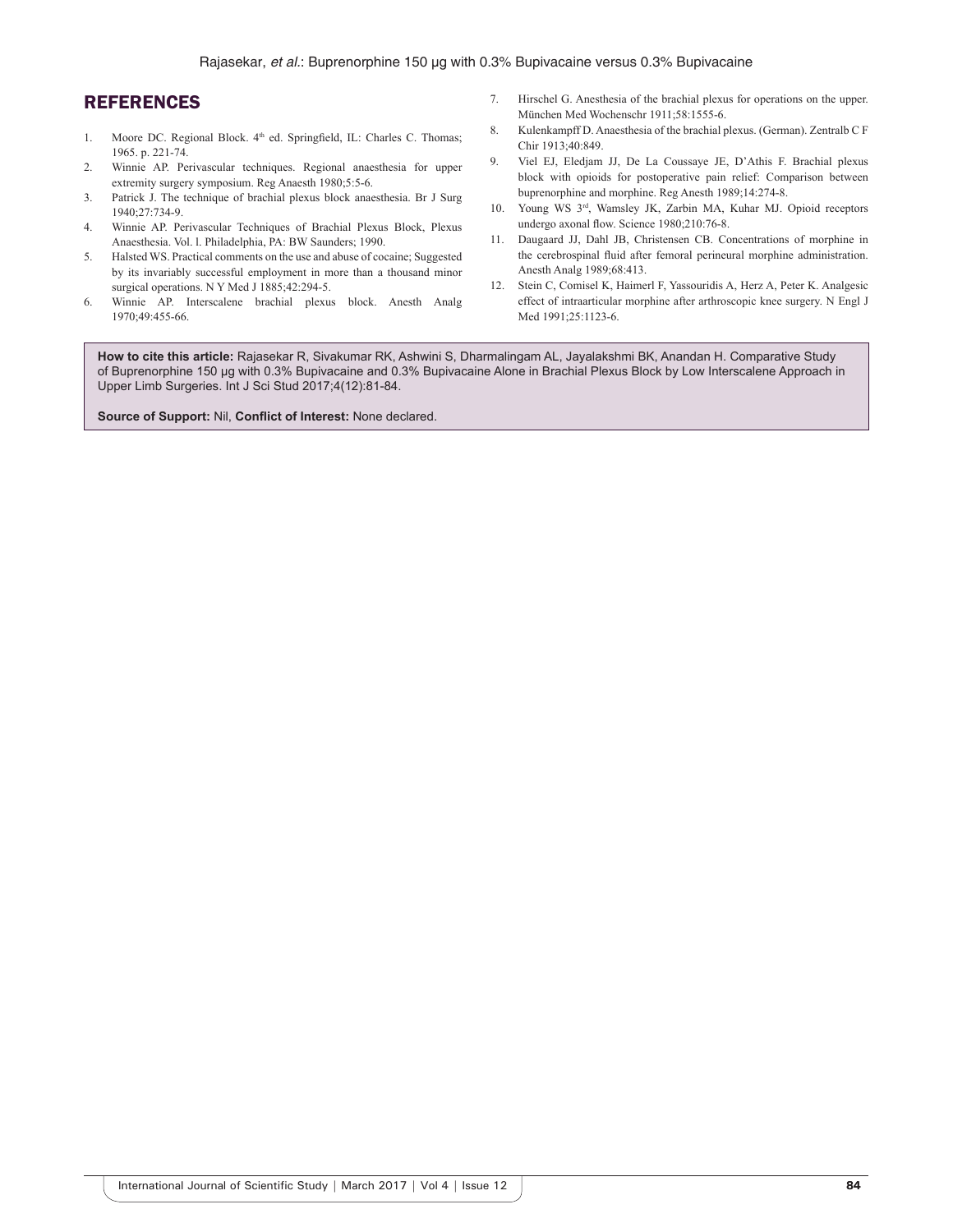## REFERENCES

1. Moore DC. Regional Block. 4th ed. Springfield, IL: Charles C. Thomas; 1965. p. 221-74.
2. Winnie AP. Perivascular techniques. Regional anaesthesia for upper extremity surgery symposium. Reg Anaesth 1980;5:5-6.
3. Patrick J. The technique of brachial plexus block anaesthesia. Br J Surg 1940;27:734-9.
4. Winnie AP. Perivascular Techniques of Brachial Plexus Block, Plexus Anaesthesia. Vol. l. Philadelphia, PA: BW Saunders; 1990.
5. Halsted WS. Practical comments on the use and abuse of cocaine; Suggested by its invariably successful employment in more than a thousand minor surgical operations. N Y Med J 1885;42:294-5.
6. Winnie AP. Interscalene brachial plexus block. Anesth Analg 1970;49:455-66.
7. Hirschel G. Anesthesia of the brachial plexus for operations on the upper. München Med Wochenschr 1911;58:1555-6.
8. Kulenkampff D. Anaesthesia of the brachial plexus. (German). Zentralb C F Chir 1913;40:849.
9. Viel EJ, Eledjam JJ, De La Coussaye JE, D'Athis F. Brachial plexus block with opioids for postoperative pain relief: Comparison between buprenorphine and morphine. Reg Anesth 1989;14:274-8.
10. Young WS 3rd, Wamsley JK, Zarbin MA, Kuhar MJ. Opioid receptors undergo axonal flow. Science 1980;210:76-8.
11. Daugaard JJ, Dahl JB, Christensen CB. Concentrations of morphine in the cerebrospinal fluid after femoral perineural morphine administration. Anesth Analg 1989;68:413.
12. Stein C, Comisel K, Haimerl F, Yassouridis A, Herz A, Peter K. Analgesic effect of intraarticular morphine after arthroscopic knee surgery. N Engl J Med 1991;25:1123-6.

**How to cite this article:** Rajasekar R, Sivakumar RK, Ashwini S, Dharmalingam AL, Jayalakshmi BK, Anandan H. Comparative Study of Buprenorphine 150 µg with 0.3% Bupivacaine and 0.3% Bupivacaine Alone in Brachial Plexus Block by Low Interscalene Approach in Upper Limb Surgeries. Int J Sci Stud 2017;4(12):81-84.

**Source of Support:** Nil, **Conflict of Interest:** None declared.